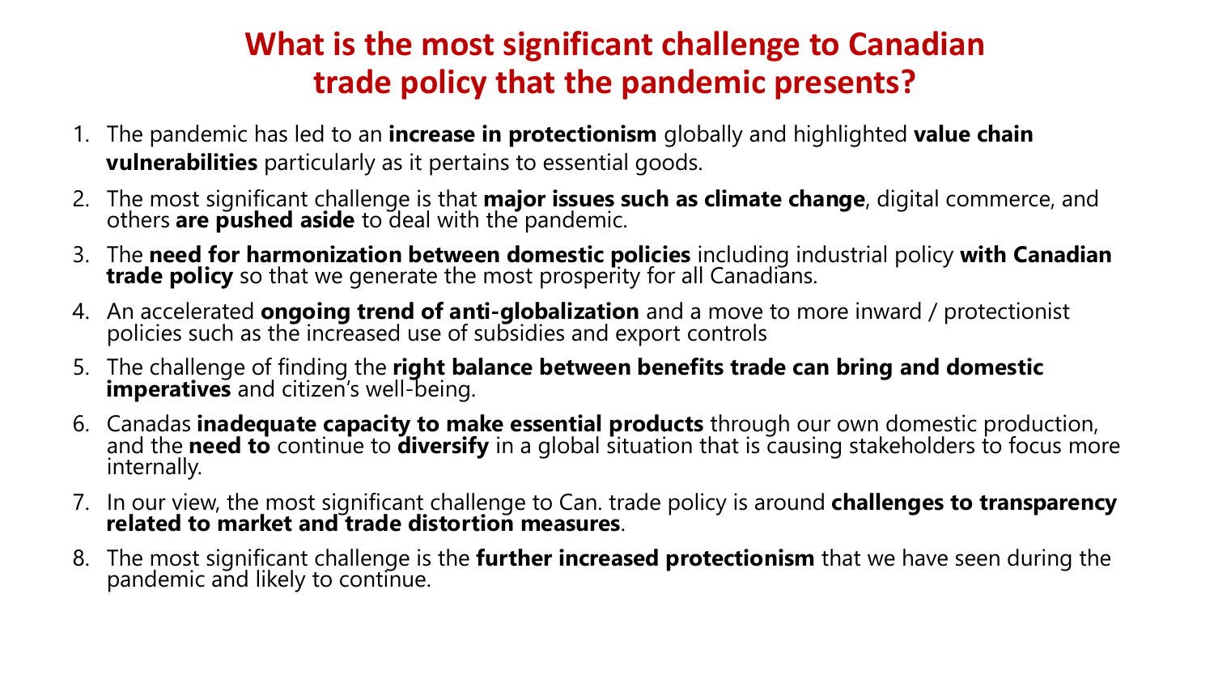# What is the most significant challenge to Canadian trade policy that the pandemic presents?

1. The pandemic has led to an **increase in protectionism** globally and highlighted **value chain vulnerabilities** particularly as it pertains to essential goods.
2. The most significant challenge is that **major issues such as climate change**, digital commerce, and others **are pushed aside** to deal with the pandemic.
3. The **need for harmonization between domestic policies** including industrial policy **with Canadian trade policy** so that we generate the most prosperity for all Canadians.
4. An accelerated **ongoing trend of anti-globalization** and a move to more inward / protectionist policies such as the increased use of subsidies and export controls
5. The challenge of finding the **right balance between benefits trade can bring and domestic imperatives** and citizen's well-being.
6. Canadas **inadequate capacity to make essential products** through our own domestic production, and the **need to** continue to **diversify** in a global situation that is causing stakeholders to focus more internally.
7. In our view, the most significant challenge to Can. trade policy is around **challenges to transparency related to market and trade distortion measures**.
8. The most significant challenge is the **further increased protectionism** that we have seen during the pandemic and likely to continue.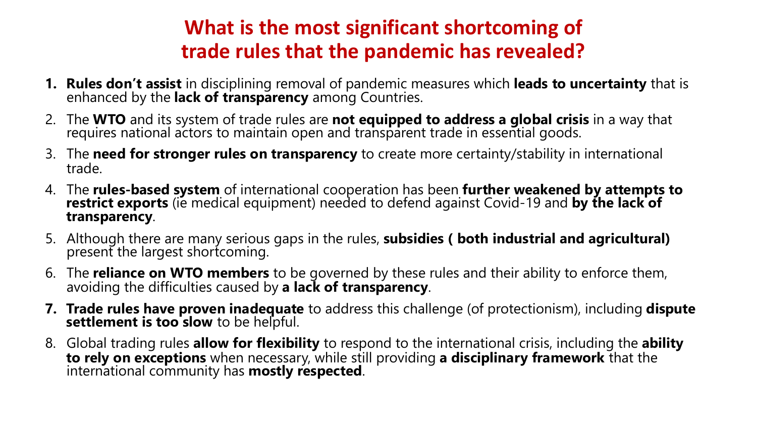# What is the most significant shortcoming of trade rules that the pandemic has revealed?

1. **Rules don't assist** in disciplining removal of pandemic measures which **leads to uncertainty** that is enhanced by the **lack of transparency** among Countries.
2. The **WTO** and its system of trade rules are **not equipped to address a global crisis** in a way that requires national actors to maintain open and transparent trade in essential goods.
3. The **need for stronger rules on transparency** to create more certainty/stability in international trade.
4. The **rules-based system** of international cooperation has been **further weakened by attempts to restrict exports** (ie medical equipment) needed to defend against Covid-19 and **by the lack of transparency**.
5. Although there are many serious gaps in the rules, **subsidies ( both industrial and agricultural)** present the largest shortcoming.
6. The **reliance on WTO members** to be governed by these rules and their ability to enforce them, avoiding the difficulties caused by **a lack of transparency**.
7. **Trade rules have proven inadequate** to address this challenge (of protectionism), including **dispute settlement is too slow** to be helpful.
8. Global trading rules **allow for flexibility** to respond to the international crisis, including the **ability to rely on exceptions** when necessary, while still providing **a disciplinary framework** that the international community has **mostly respected**.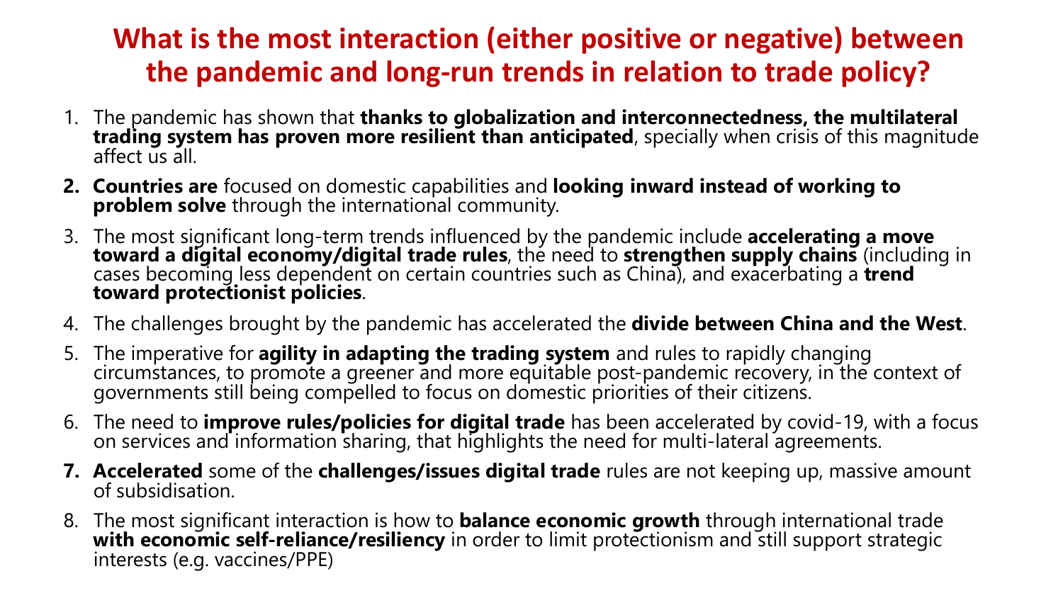# What is the most interaction (either positive or negative) between the pandemic and long-run trends in relation to trade policy?

1. The pandemic has shown that **thanks to globalization and interconnectedness, the multilateral trading system has proven more resilient than anticipated**, specially when crisis of this magnitude affect us all.
2. **Countries are** focused on domestic capabilities and **looking inward instead of working to problem solve** through the international community.
3. The most significant long-term trends influenced by the pandemic include **accelerating a move toward a digital economy/digital trade rules**, the need to **strengthen supply chains** (including in cases becoming less dependent on certain countries such as China), and exacerbating a **trend toward protectionist policies**.
4. The challenges brought by the pandemic has accelerated the **divide between China and the West**.
5. The imperative for **agility in adapting the trading system** and rules to rapidly changing circumstances, to promote a greener and more equitable post-pandemic recovery, in the context of governments still being compelled to focus on domestic priorities of their citizens.
6. The need to **improve rules/policies for digital trade** has been accelerated by covid-19, with a focus on services and information sharing, that highlights the need for multi-lateral agreements.
7. **Accelerated** some of the **challenges/issues digital trade** rules are not keeping up, massive amount of subsidisation.
8. The most significant interaction is how to **balance economic growth** through international trade **with economic self-reliance/resiliency** in order to limit protectionism and still support strategic interests (e.g. vaccines/PPE)